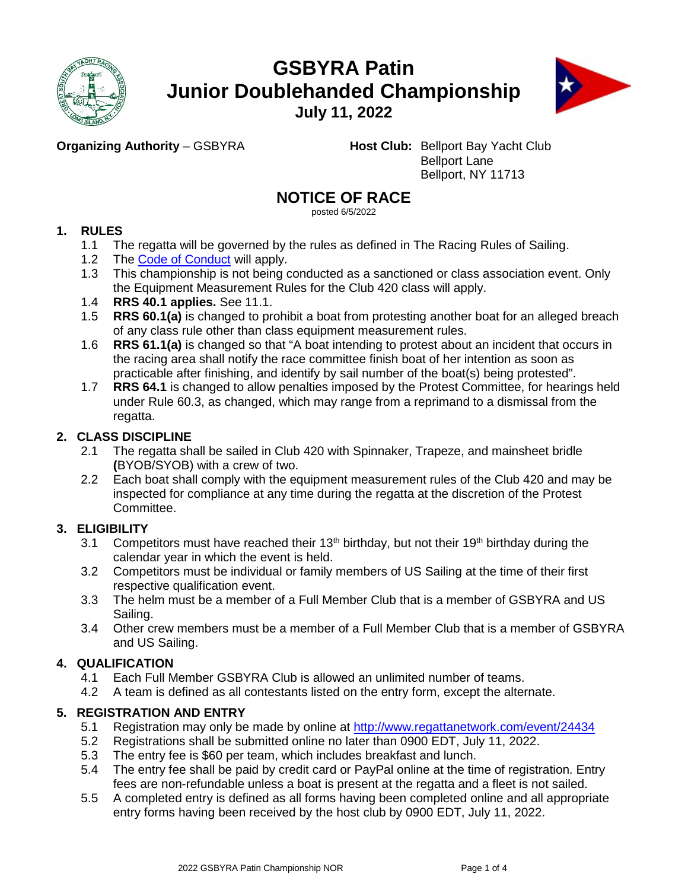# GSBYRA Patin
# Junior Doublehanded Championship
## July 11, 2022

**Organizing Authority** – GSBYRA

**Host Club:** Bellport Bay Yacht Club
Bellport Lane
Bellport, NY 11713

## NOTICE OF RACE

posted 6/5/2022

### 1. RULES

1.1 The regatta will be governed by the rules as defined in The Racing Rules of Sailing.

1.2 The [Code of Conduct] will apply.

1.3 This championship is not being conducted as a sanctioned or class association event. Only the Equipment Measurement Rules for the Club 420 class will apply.

1.4 **RRS 40.1 applies.** See 11.1.

1.5 **RRS 60.1(a)** is changed to prohibit a boat from protesting another boat for an alleged breach of any class rule other than class equipment measurement rules.

1.6 **RRS 61.1(a)** is changed so that "A boat intending to protest about an incident that occurs in the racing area shall notify the race committee finish boat of her intention as soon as practicable after finishing, and identify by sail number of the boat(s) being protested".

1.7 **RRS 64.1** is changed to allow penalties imposed by the Protest Committee, for hearings held under Rule 60.3, as changed, which may range from a reprimand to a dismissal from the regatta.

### 2. CLASS DISCIPLINE

2.1 The regatta shall be sailed in Club 420 with Spinnaker, Trapeze, and mainsheet bridle **(**BYOB/SYOB) with a crew of two.

2.2 Each boat shall comply with the equipment measurement rules of the Club 420 and may be inspected for compliance at any time during the regatta at the discretion of the Protest Committee.

### 3. ELIGIBILITY

3.1 Competitors must have reached their 13th birthday, but not their 19th birthday during the calendar year in which the event is held.

3.2 Competitors must be individual or family members of US Sailing at the time of their first respective qualification event.

3.3 The helm must be a member of a Full Member Club that is a member of GSBYRA and US Sailing.

3.4 Other crew members must be a member of a Full Member Club that is a member of GSBYRA and US Sailing.

### 4. QUALIFICATION

4.1 Each Full Member GSBYRA Club is allowed an unlimited number of teams.

4.2 A team is defined as all contestants listed on the entry form, except the alternate.

### 5. REGISTRATION AND ENTRY

5.1 Registration may only be made by online at http://www.regattanetwork.com/event/24434

5.2 Registrations shall be submitted online no later than 0900 EDT, July 11, 2022.

5.3 The entry fee is $60 per team, which includes breakfast and lunch.

5.4 The entry fee shall be paid by credit card or PayPal online at the time of registration. Entry fees are non-refundable unless a boat is present at the regatta and a fleet is not sailed.

5.5 A completed entry is defined as all forms having been completed online and all appropriate entry forms having been received by the host club by 0900 EDT, July 11, 2022.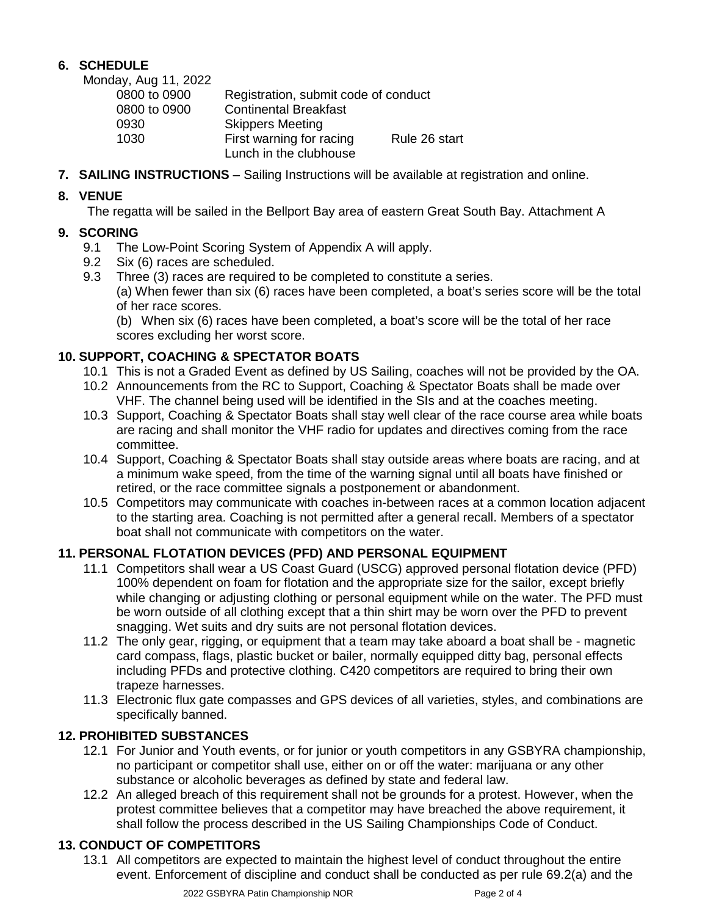## 6. SCHEDULE

Monday, Aug 11, 2022

| | | |
|---|---|---|
| 0800 to 0900 | Registration, submit code of conduct | |
| 0800 to 0900 | Continental Breakfast | |
| 0930 | Skippers Meeting | |
| 1030 | First warning for racing | Rule 26 start |
| | Lunch in the clubhouse | |

## 7. SAILING INSTRUCTIONS

**SAILING INSTRUCTIONS** – Sailing Instructions will be available at registration and online.

## 8. VENUE

The regatta will be sailed in the Bellport Bay area of eastern Great South Bay. Attachment A

## 9. SCORING

9.1 The Low-Point Scoring System of Appendix A will apply.

9.2 Six (6) races are scheduled.

9.3 Three (3) races are required to be completed to constitute a series.

(a) When fewer than six (6) races have been completed, a boat's series score will be the total of her race scores.

(b) When six (6) races have been completed, a boat's score will be the total of her race scores excluding her worst score.

## 10. SUPPORT, COACHING & SPECTATOR BOATS

10.1 This is not a Graded Event as defined by US Sailing, coaches will not be provided by the OA.

10.2 Announcements from the RC to Support, Coaching & Spectator Boats shall be made over VHF. The channel being used will be identified in the SIs and at the coaches meeting.

10.3 Support, Coaching & Spectator Boats shall stay well clear of the race course area while boats are racing and shall monitor the VHF radio for updates and directives coming from the race committee.

10.4 Support, Coaching & Spectator Boats shall stay outside areas where boats are racing, and at a minimum wake speed, from the time of the warning signal until all boats have finished or retired, or the race committee signals a postponement or abandonment.

10.5 Competitors may communicate with coaches in-between races at a common location adjacent to the starting area. Coaching is not permitted after a general recall. Members of a spectator boat shall not communicate with competitors on the water.

## 11. PERSONAL FLOTATION DEVICES (PFD) AND PERSONAL EQUIPMENT

11.1 Competitors shall wear a US Coast Guard (USCG) approved personal flotation device (PFD) 100% dependent on foam for flotation and the appropriate size for the sailor, except briefly while changing or adjusting clothing or personal equipment while on the water. The PFD must be worn outside of all clothing except that a thin shirt may be worn over the PFD to prevent snagging. Wet suits and dry suits are not personal flotation devices.

11.2 The only gear, rigging, or equipment that a team may take aboard a boat shall be - magnetic card compass, flags, plastic bucket or bailer, normally equipped ditty bag, personal effects including PFDs and protective clothing. C420 competitors are required to bring their own trapeze harnesses.

11.3 Electronic flux gate compasses and GPS devices of all varieties, styles, and combinations are specifically banned.

## 12. PROHIBITED SUBSTANCES

12.1 For Junior and Youth events, or for junior or youth competitors in any GSBYRA championship, no participant or competitor shall use, either on or off the water: marijuana or any other substance or alcoholic beverages as defined by state and federal law.

12.2 An alleged breach of this requirement shall not be grounds for a protest. However, when the protest committee believes that a competitor may have breached the above requirement, it shall follow the process described in the US Sailing Championships Code of Conduct.

## 13. CONDUCT OF COMPETITORS

13.1 All competitors are expected to maintain the highest level of conduct throughout the entire event. Enforcement of discipline and conduct shall be conducted as per rule 69.2(a) and the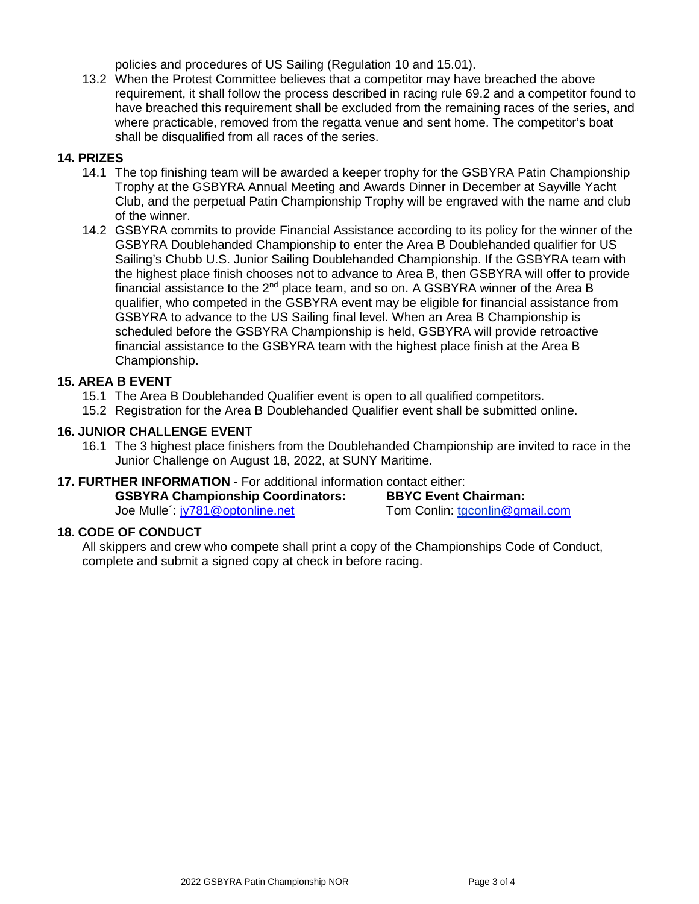policies and procedures of US Sailing (Regulation 10 and 15.01).

13.2 When the Protest Committee believes that a competitor may have breached the above requirement, it shall follow the process described in racing rule 69.2 and a competitor found to have breached this requirement shall be excluded from the remaining races of the series, and where practicable, removed from the regatta venue and sent home. The competitor's boat shall be disqualified from all races of the series.

## 14. PRIZES

14.1 The top finishing team will be awarded a keeper trophy for the GSBYRA Patin Championship Trophy at the GSBYRA Annual Meeting and Awards Dinner in December at Sayville Yacht Club, and the perpetual Patin Championship Trophy will be engraved with the name and club of the winner.

14.2 GSBYRA commits to provide Financial Assistance according to its policy for the winner of the GSBYRA Doublehanded Championship to enter the Area B Doublehanded qualifier for US Sailing's Chubb U.S. Junior Sailing Doublehanded Championship. If the GSBYRA team with the highest place finish chooses not to advance to Area B, then GSBYRA will offer to provide financial assistance to the 2nd place team, and so on. A GSBYRA winner of the Area B qualifier, who competed in the GSBYRA event may be eligible for financial assistance from GSBYRA to advance to the US Sailing final level. When an Area B Championship is scheduled before the GSBYRA Championship is held, GSBYRA will provide retroactive financial assistance to the GSBYRA team with the highest place finish at the Area B Championship.

## 15. AREA B EVENT

15.1 The Area B Doublehanded Qualifier event is open to all qualified competitors.

15.2 Registration for the Area B Doublehanded Qualifier event shall be submitted online.

## 16. JUNIOR CHALLENGE EVENT

16.1 The 3 highest place finishers from the Doublehanded Championship are invited to race in the Junior Challenge on August 18, 2022, at SUNY Maritime.

## 17. FURTHER INFORMATION - For additional information contact either:

**GSBYRA Championship Coordinators:**
Joe Mulle´: jy781@optonline.net

**BBYC Event Chairman:**
Tom Conlin: tgconlin@gmail.com

## 18. CODE OF CONDUCT

All skippers and crew who compete shall print a copy of the Championships Code of Conduct, complete and submit a signed copy at check in before racing.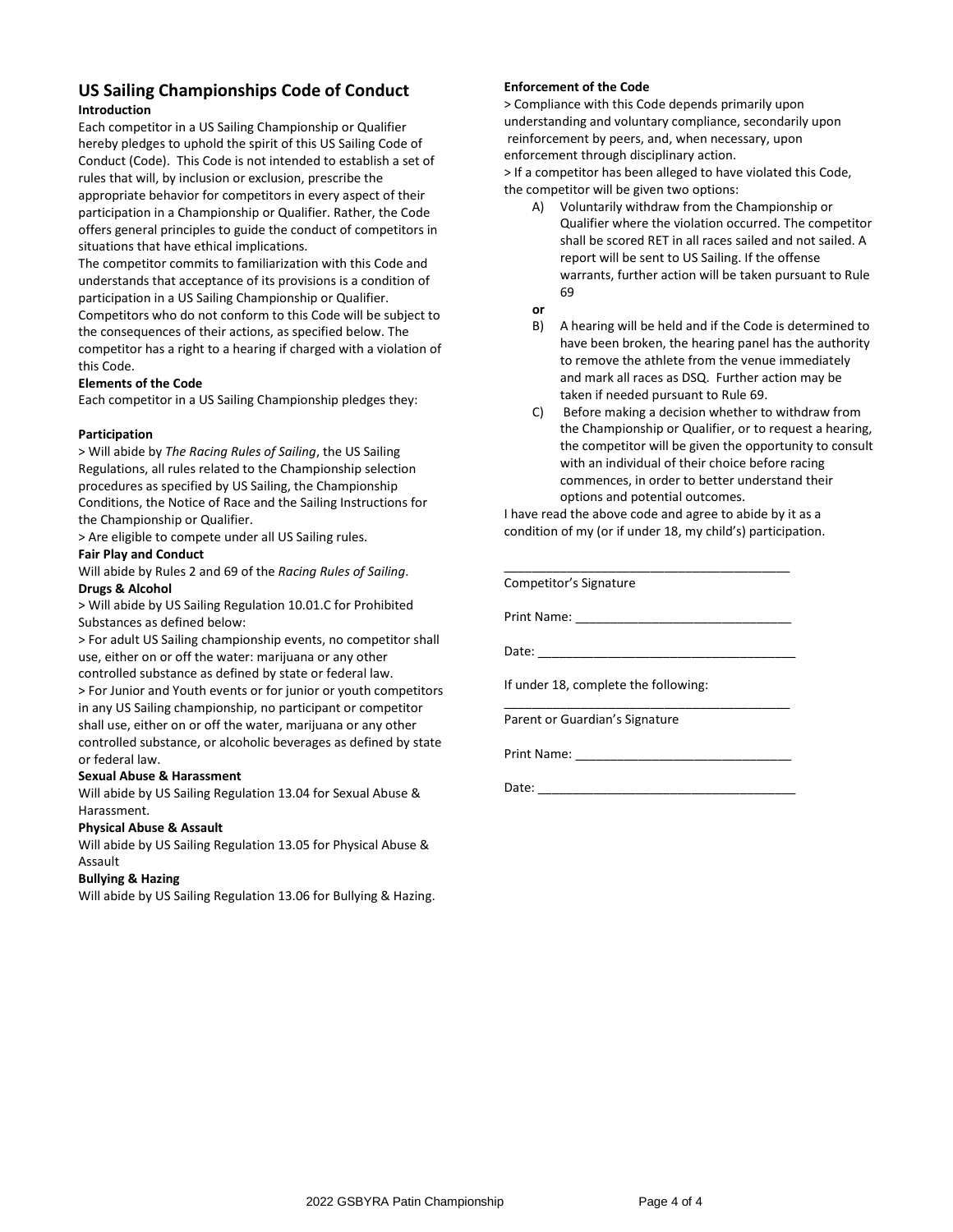# US Sailing Championships Code of Conduct

**Introduction**

Each competitor in a US Sailing Championship or Qualifier hereby pledges to uphold the spirit of this US Sailing Code of Conduct (Code). This Code is not intended to establish a set of rules that will, by inclusion or exclusion, prescribe the appropriate behavior for competitors in every aspect of their participation in a Championship or Qualifier. Rather, the Code offers general principles to guide the conduct of competitors in situations that have ethical implications.

The competitor commits to familiarization with this Code and understands that acceptance of its provisions is a condition of participation in a US Sailing Championship or Qualifier. Competitors who do not conform to this Code will be subject to the consequences of their actions, as specified below. The competitor has a right to a hearing if charged with a violation of this Code.

**Elements of the Code**

Each competitor in a US Sailing Championship pledges they:

**Participation**

> Will abide by *The Racing Rules of Sailing*, the US Sailing Regulations, all rules related to the Championship selection procedures as specified by US Sailing, the Championship Conditions, the Notice of Race and the Sailing Instructions for the Championship or Qualifier.

> Are eligible to compete under all US Sailing rules.

**Fair Play and Conduct**

Will abide by Rules 2 and 69 of the *Racing Rules of Sailing*.

**Drugs & Alcohol**

> Will abide by US Sailing Regulation 10.01.C for Prohibited Substances as defined below:

> For adult US Sailing championship events, no competitor shall use, either on or off the water: marijuana or any other controlled substance as defined by state or federal law.

> For Junior and Youth events or for junior or youth competitors in any US Sailing championship, no participant or competitor shall use, either on or off the water, marijuana or any other controlled substance, or alcoholic beverages as defined by state or federal law.

**Sexual Abuse & Harassment**

Will abide by US Sailing Regulation 13.04 for Sexual Abuse & Harassment.

**Physical Abuse & Assault**

Will abide by US Sailing Regulation 13.05 for Physical Abuse & Assault

**Bullying & Hazing**

Will abide by US Sailing Regulation 13.06 for Bullying & Hazing.

**Enforcement of the Code**

> Compliance with this Code depends primarily upon understanding and voluntary compliance, secondarily upon reinforcement by peers, and, when necessary, upon enforcement through disciplinary action.

> If a competitor has been alleged to have violated this Code, the competitor will be given two options:

A) Voluntarily withdraw from the Championship or Qualifier where the violation occurred. The competitor shall be scored RET in all races sailed and not sailed. A report will be sent to US Sailing. If the offense warrants, further action will be taken pursuant to Rule 69

**or**

B) A hearing will be held and if the Code is determined to have been broken, the hearing panel has the authority to remove the athlete from the venue immediately and mark all races as DSQ. Further action may be taken if needed pursuant to Rule 69.

C) Before making a decision whether to withdraw from the Championship or Qualifier, or to request a hearing, the competitor will be given the opportunity to consult with an individual of their choice before racing commences, in order to better understand their options and potential outcomes.

I have read the above code and agree to abide by it as a condition of my (or if under 18, my child's) participation.

\_\_\_\_\_\_\_\_\_\_\_\_\_\_\_\_\_\_\_\_\_\_\_\_\_\_\_\_\_\_\_\_\_\_\_\_\_\_\_\_\_\_

Competitor's Signature

Print Name: \_\_\_\_\_\_\_\_\_\_\_\_\_\_\_\_\_\_\_\_\_\_\_\_\_\_\_\_\_\_

Date: \_\_\_\_\_\_\_\_\_\_\_\_\_\_\_\_\_\_\_\_\_\_\_\_\_\_\_\_\_\_\_\_\_\_\_\_

If under 18, complete the following:

\_\_\_\_\_\_\_\_\_\_\_\_\_\_\_\_\_\_\_\_\_\_\_\_\_\_\_\_\_\_\_\_\_\_\_\_\_\_\_\_\_\_

Parent or Guardian's Signature

Print Name: \_\_\_\_\_\_\_\_\_\_\_\_\_\_\_\_\_\_\_\_\_\_\_\_\_\_\_\_\_\_

Date: \_\_\_\_\_\_\_\_\_\_\_\_\_\_\_\_\_\_\_\_\_\_\_\_\_\_\_\_\_\_\_\_\_\_\_\_